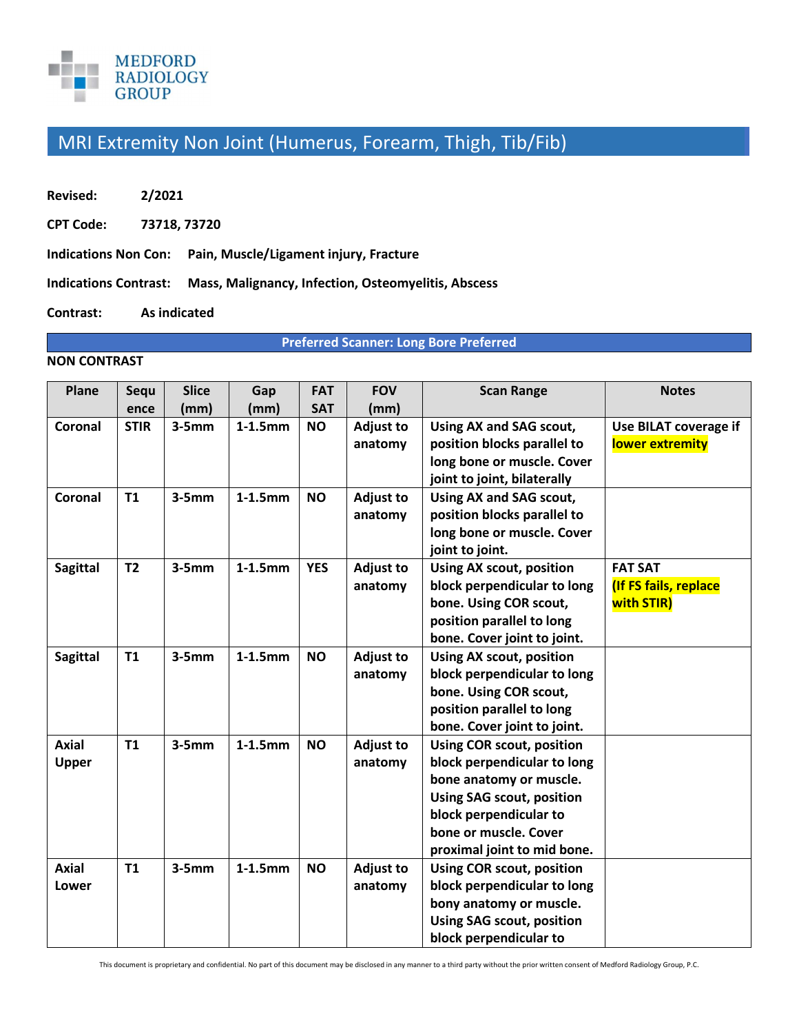MEDFORD RADIOLOGY GROUP

# MRI Extremity Non Joint (Humerus, Forearm, Thigh, Tib/Fib)

**Revised:** 2/2021

**CPT Code:** 73718, 73720

**Indications Non Con:** Pain, Muscle/Ligament injury, Fracture

**Indications Contrast:** Mass, Malignancy, Infection, Osteomyelitis, Abscess

**Contrast:** As indicated

**Preferred Scanner: Long Bore Preferred**

**NON CONTRAST**

| Plane | Sequence | Slice (mm) | Gap (mm) | FAT SAT | FOV (mm) | Scan Range | Notes |
|---|---|---|---|---|---|---|---|
| Coronal | STIR | 3-5mm | 1-1.5mm | NO | Adjust to anatomy | Using AX and SAG scout, position blocks parallel to long bone or muscle. Cover joint to joint, bilaterally | Use BILAT coverage if lower extremity |
| Coronal | T1 | 3-5mm | 1-1.5mm | NO | Adjust to anatomy | Using AX and SAG scout, position blocks parallel to long bone or muscle. Cover joint to joint. | |
| Sagittal | T2 | 3-5mm | 1-1.5mm | YES | Adjust to anatomy | Using AX scout, position block perpendicular to long bone. Using COR scout, position parallel to long bone. Cover joint to joint. | FAT SAT (If FS fails, replace with STIR) |
| Sagittal | T1 | 3-5mm | 1-1.5mm | NO | Adjust to anatomy | Using AX scout, position block perpendicular to long bone. Using COR scout, position parallel to long bone. Cover joint to joint. | |
| Axial Upper | T1 | 3-5mm | 1-1.5mm | NO | Adjust to anatomy | Using COR scout, position block perpendicular to long bone anatomy or muscle. Using SAG scout, position block perpendicular to bone or muscle. Cover proximal joint to mid bone. | |
| Axial Lower | T1 | 3-5mm | 1-1.5mm | NO | Adjust to anatomy | Using COR scout, position block perpendicular to long bony anatomy or muscle. Using SAG scout, position block perpendicular to | |

This document is proprietary and confidential. No part of this document may be disclosed in any manner to a third party without the prior written consent of Medford Radiology Group, P.C.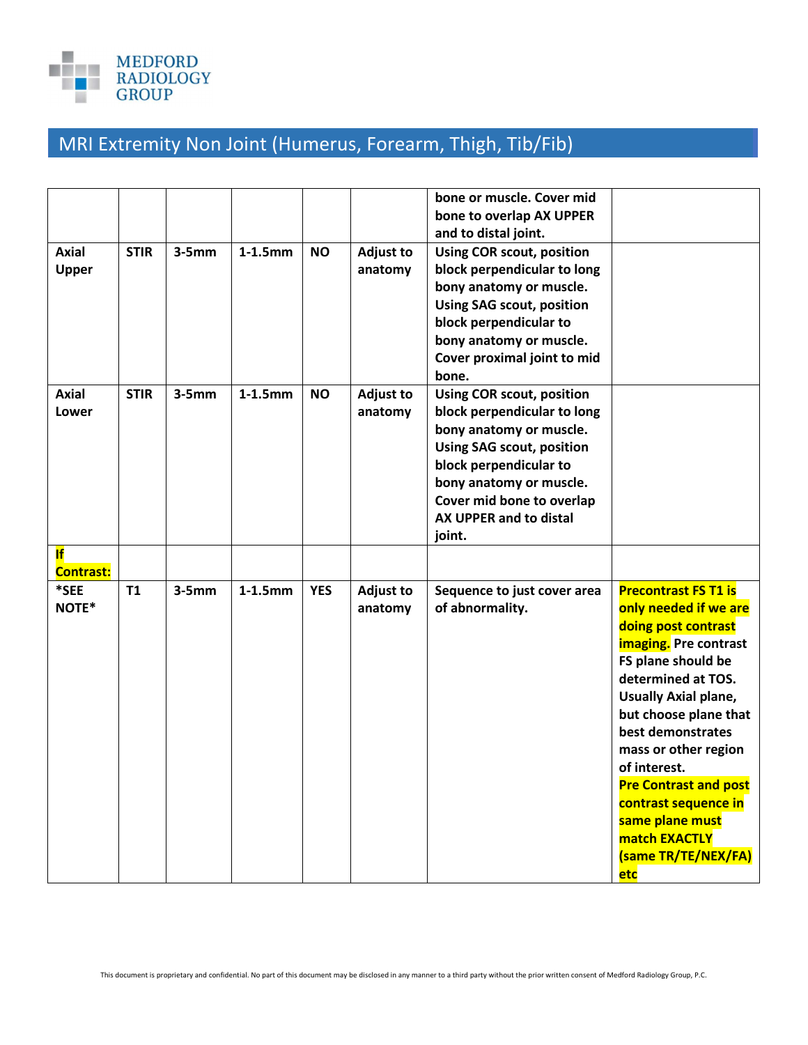# MRI Extremity Non Joint (Humerus, Forearm, Thigh, Tib/Fib)

| | | | | | | | |
|---|---|---|---|---|---|---|---|
| | | | | | | **bone or muscle. Cover mid bone to overlap AX UPPER and to distal joint.** | |
| **Axial Upper** | **STIR** | **3-5mm** | **1-1.5mm** | **NO** | **Adjust to anatomy** | **Using COR scout, position block perpendicular to long bony anatomy or muscle. Using SAG scout, position block perpendicular to bony anatomy or muscle. Cover proximal joint to mid bone.** | |
| **Axial Lower** | **STIR** | **3-5mm** | **1-1.5mm** | **NO** | **Adjust to anatomy** | **Using COR scout, position block perpendicular to long bony anatomy or muscle. Using SAG scout, position block perpendicular to bony anatomy or muscle. Cover mid bone to overlap AX UPPER and to distal joint.** | |
| **If Contrast:** | | | | | | | |
| ***SEE NOTE*** | **T1** | **3-5mm** | **1-1.5mm** | **YES** | **Adjust to anatomy** | **Sequence to just cover area of abnormality.** | **Precontrast FS T1 is only needed if we are doing post contrast imaging. Pre contrast FS plane should be determined at TOS. Usually Axial plane, but choose plane that best demonstrates mass or other region of interest. Pre Contrast and post contrast sequence in same plane must match EXACTLY (same TR/TE/NEX/FA) etc** |

This document is proprietary and confidential. No part of this document may be disclosed in any manner to a third party without the prior written consent of Medford Radiology Group, P.C.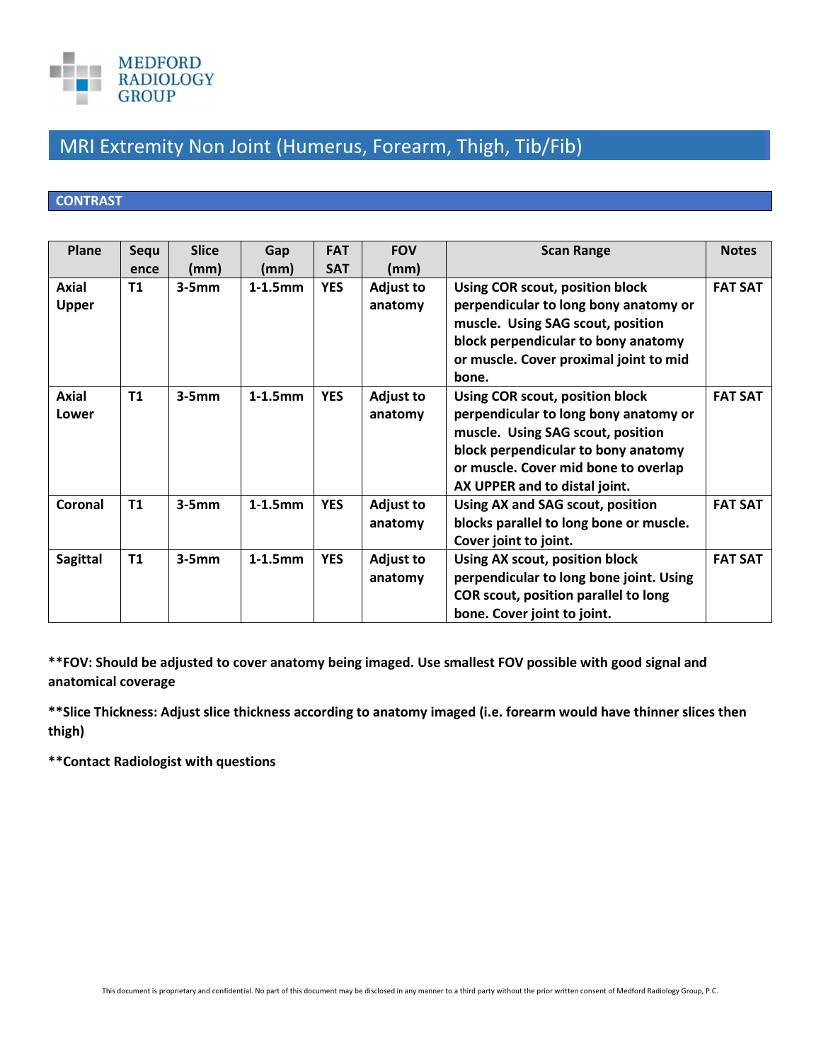# MRI Extremity Non Joint (Humerus, Forearm, Thigh, Tib/Fib)

## CONTRAST

| Plane | Sequence | Slice (mm) | Gap (mm) | FAT SAT | FOV (mm) | Scan Range | Notes |
|---|---|---|---|---|---|---|---|
| Axial Upper | T1 | 3-5mm | 1-1.5mm | YES | Adjust to anatomy | Using COR scout, position block perpendicular to long bony anatomy or muscle. Using SAG scout, position block perpendicular to bony anatomy or muscle. Cover proximal joint to mid bone. | FAT SAT |
| Axial Lower | T1 | 3-5mm | 1-1.5mm | YES | Adjust to anatomy | Using COR scout, position block perpendicular to long bony anatomy or muscle. Using SAG scout, position block perpendicular to bony anatomy or muscle. Cover mid bone to overlap AX UPPER and to distal joint. | FAT SAT |
| Coronal | T1 | 3-5mm | 1-1.5mm | YES | Adjust to anatomy | Using AX and SAG scout, position blocks parallel to long bone or muscle. Cover joint to joint. | FAT SAT |
| Sagittal | T1 | 3-5mm | 1-1.5mm | YES | Adjust to anatomy | Using AX scout, position block perpendicular to long bone joint. Using COR scout, position parallel to long bone. Cover joint to joint. | FAT SAT |

**\*\*FOV: Should be adjusted to cover anatomy being imaged. Use smallest FOV possible with good signal and anatomical coverage**

**\*\*Slice Thickness: Adjust slice thickness according to anatomy imaged (i.e. forearm would have thinner slices then thigh)**

**\*\*Contact Radiologist with questions**